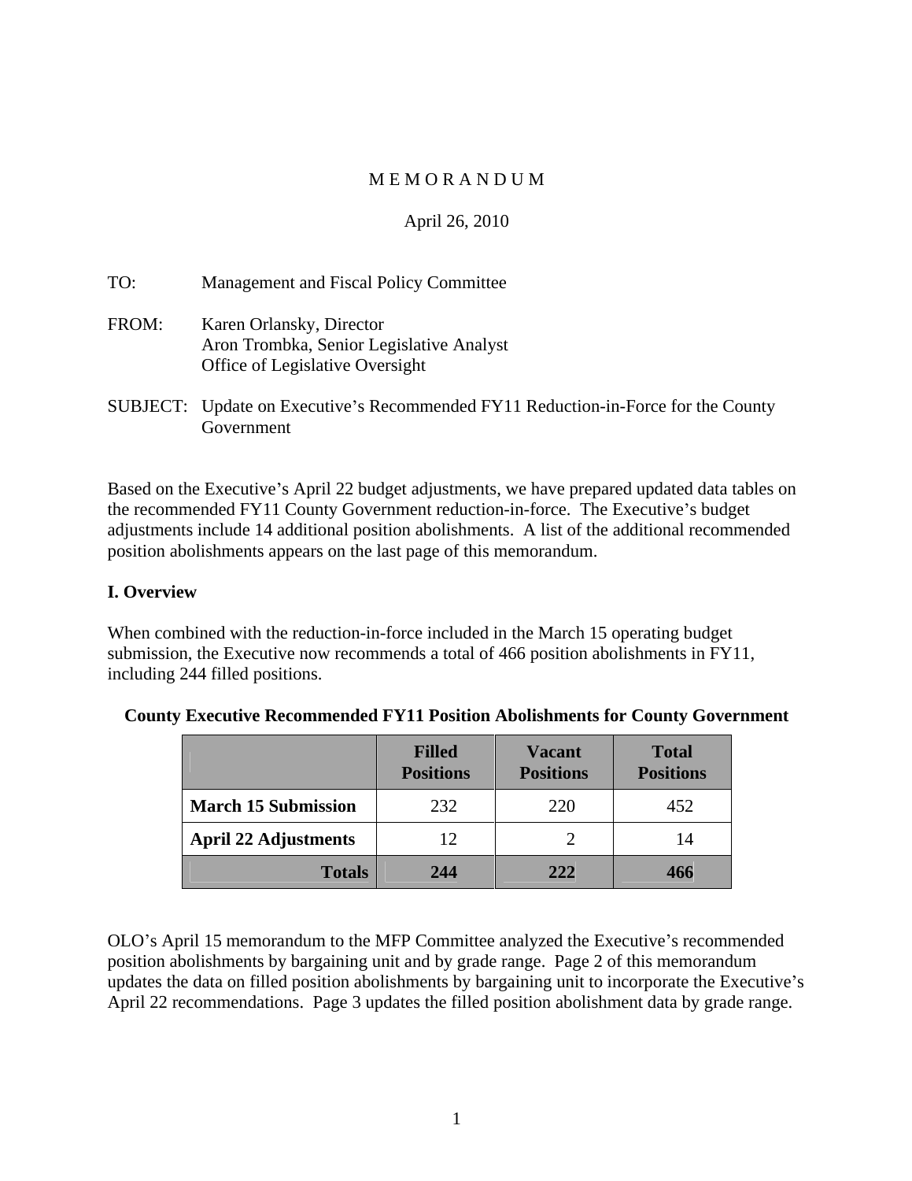# M E M O R A N D U M

April 26, 2010

TO: Management and Fiscal Policy Committee

FROM: Karen Orlansky, Director
Aron Trombka, Senior Legislative Analyst
Office of Legislative Oversight

SUBJECT: Update on Executive's Recommended FY11 Reduction-in-Force for the County Government

Based on the Executive's April 22 budget adjustments, we have prepared updated data tables on the recommended FY11 County Government reduction-in-force. The Executive's budget adjustments include 14 additional position abolishments. A list of the additional recommended position abolishments appears on the last page of this memorandum.

## I. Overview

When combined with the reduction-in-force included in the March 15 operating budget submission, the Executive now recommends a total of 466 position abolishments in FY11, including 244 filled positions.

**County Executive Recommended FY11 Position Abolishments for County Government**

| | Filled Positions | Vacant Positions | Total Positions |
|---|---|---|---|
| **March 15 Submission** | 232 | 220 | 452 |
| **April 22 Adjustments** | 12 | 2 | 14 |
| **Totals** | **244** | **222** | **466** |

OLO's April 15 memorandum to the MFP Committee analyzed the Executive's recommended position abolishments by bargaining unit and by grade range. Page 2 of this memorandum updates the data on filled position abolishments by bargaining unit to incorporate the Executive's April 22 recommendations. Page 3 updates the filled position abolishment data by grade range.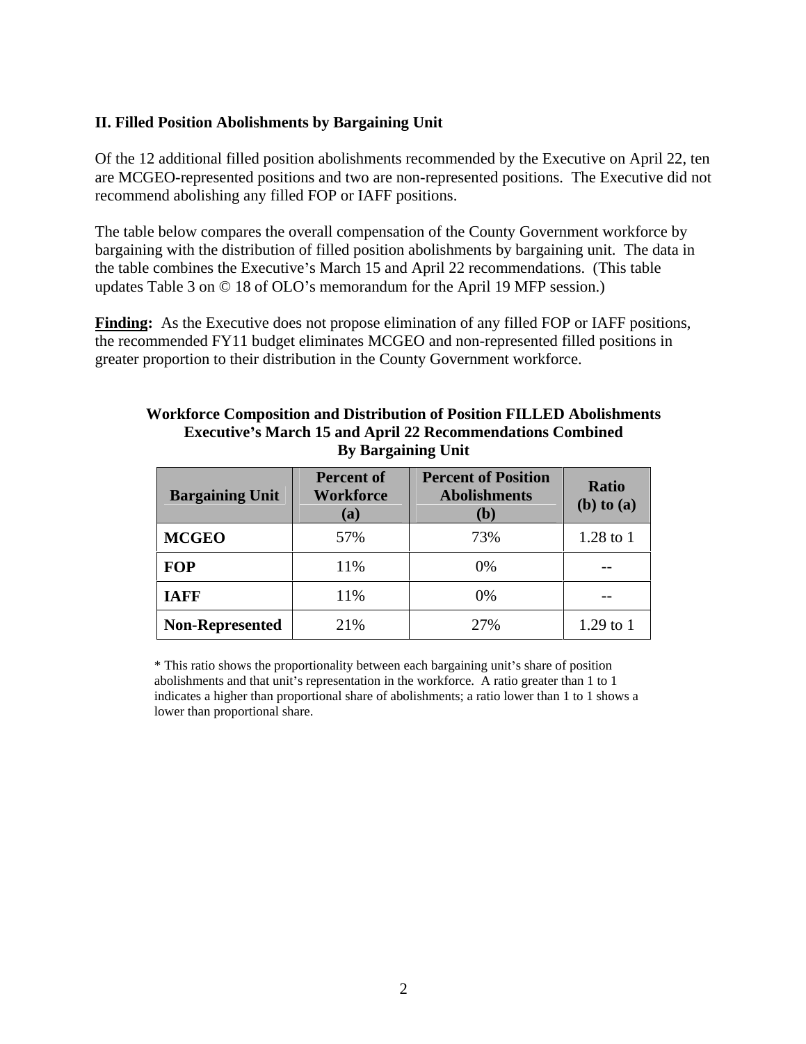## II. Filled Position Abolishments by Bargaining Unit

Of the 12 additional filled position abolishments recommended by the Executive on April 22, ten are MCGEO-represented positions and two are non-represented positions. The Executive did not recommend abolishing any filled FOP or IAFF positions.

The table below compares the overall compensation of the County Government workforce by bargaining with the distribution of filled position abolishments by bargaining unit. The data in the table combines the Executive's March 15 and April 22 recommendations. (This table updates Table 3 on © 18 of OLO's memorandum for the April 19 MFP session.)

**Finding:** As the Executive does not propose elimination of any filled FOP or IAFF positions, the recommended FY11 budget eliminates MCGEO and non-represented filled positions in greater proportion to their distribution in the County Government workforce.

**Workforce Composition and Distribution of Position FILLED Abolishments**
**Executive's March 15 and April 22 Recommendations Combined**
**By Bargaining Unit**

| Bargaining Unit | Percent of Workforce (a) | Percent of Position Abolishments (b) | Ratio (b) to (a) |
|---|---|---|---|
| **MCGEO** | 57% | 73% | 1.28 to 1 |
| **FOP** | 11% | 0% | -- |
| **IAFF** | 11% | 0% | -- |
| **Non-Represented** | 21% | 27% | 1.29 to 1 |

* This ratio shows the proportionality between each bargaining unit's share of position abolishments and that unit's representation in the workforce. A ratio greater than 1 to 1 indicates a higher than proportional share of abolishments; a ratio lower than 1 to 1 shows a lower than proportional share.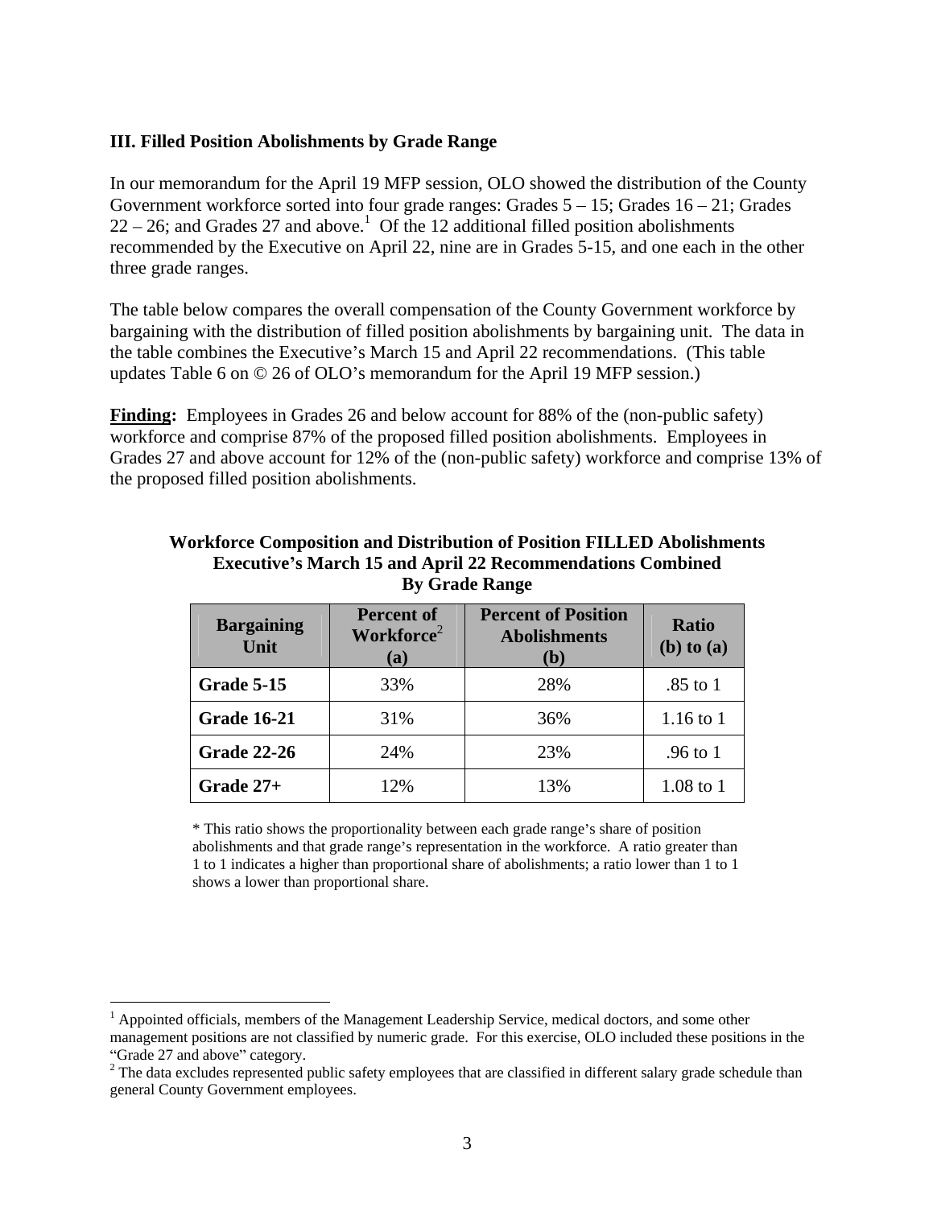### III. Filled Position Abolishments by Grade Range

In our memorandum for the April 19 MFP session, OLO showed the distribution of the County Government workforce sorted into four grade ranges: Grades 5 – 15; Grades 16 – 21; Grades 22 – 26; and Grades 27 and above.[1] Of the 12 additional filled position abolishments recommended by the Executive on April 22, nine are in Grades 5-15, and one each in the other three grade ranges.

The table below compares the overall compensation of the County Government workforce by bargaining with the distribution of filled position abolishments by bargaining unit. The data in the table combines the Executive's March 15 and April 22 recommendations. (This table updates Table 6 on © 26 of OLO's memorandum for the April 19 MFP session.)

**Finding:** Employees in Grades 26 and below account for 88% of the (non-public safety) workforce and comprise 87% of the proposed filled position abolishments. Employees in Grades 27 and above account for 12% of the (non-public safety) workforce and comprise 13% of the proposed filled position abolishments.

**Workforce Composition and Distribution of Position FILLED Abolishments**
**Executive's March 15 and April 22 Recommendations Combined**
**By Grade Range**

| Bargaining Unit | Percent of Workforce[2] (a) | Percent of Position Abolishments (b) | Ratio (b) to (a) |
|---|---|---|---|
| **Grade 5-15** | 33% | 28% | .85 to 1 |
| **Grade 16-21** | 31% | 36% | 1.16 to 1 |
| **Grade 22-26** | 24% | 23% | .96 to 1 |
| **Grade 27+** | 12% | 13% | 1.08 to 1 |

* This ratio shows the proportionality between each grade range's share of position abolishments and that grade range's representation in the workforce. A ratio greater than 1 to 1 indicates a higher than proportional share of abolishments; a ratio lower than 1 to 1 shows a lower than proportional share.

[1] Appointed officials, members of the Management Leadership Service, medical doctors, and some other management positions are not classified by numeric grade. For this exercise, OLO included these positions in the "Grade 27 and above" category.

[2] The data excludes represented public safety employees that are classified in different salary grade schedule than general County Government employees.